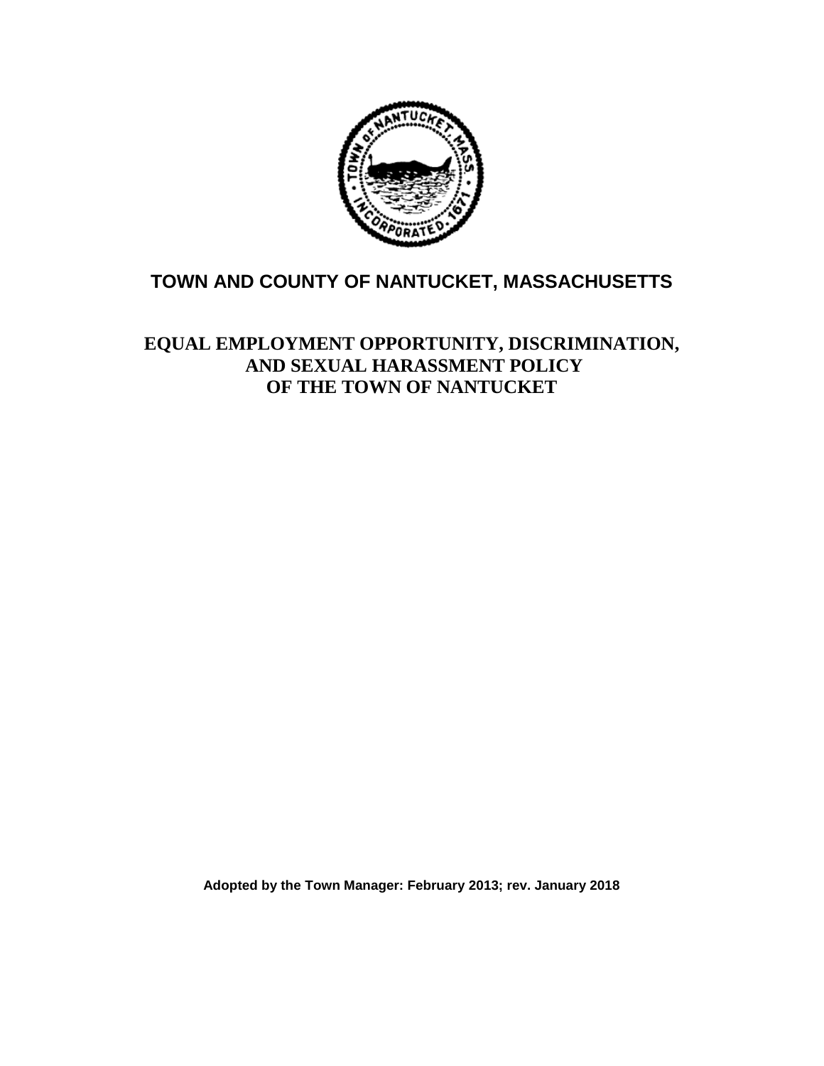# TOWN AND COUNTY OF NANTUCKET, MASSACHUSETTS

## EQUAL EMPLOYMENT OPPORTUNITY, DISCRIMINATION, AND SEXUAL HARASSMENT POLICY OF THE TOWN OF NANTUCKET

**Adopted by the Town Manager: February 2013; rev. January 2018**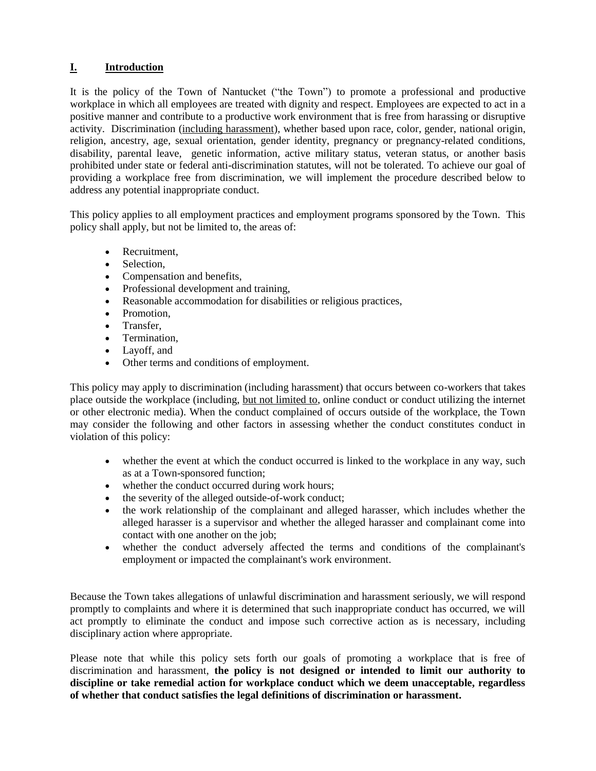## I. Introduction

It is the policy of the Town of Nantucket ("the Town") to promote a professional and productive workplace in which all employees are treated with dignity and respect. Employees are expected to act in a positive manner and contribute to a productive work environment that is free from harassing or disruptive activity. Discrimination (including harassment), whether based upon race, color, gender, national origin, religion, ancestry, age, sexual orientation, gender identity, pregnancy or pregnancy-related conditions, disability, parental leave, genetic information, active military status, veteran status, or another basis prohibited under state or federal anti-discrimination statutes, will not be tolerated. To achieve our goal of providing a workplace free from discrimination, we will implement the procedure described below to address any potential inappropriate conduct.

This policy applies to all employment practices and employment programs sponsored by the Town. This policy shall apply, but not be limited to, the areas of:

- Recruitment,
- Selection,
- Compensation and benefits,
- Professional development and training,
- Reasonable accommodation for disabilities or religious practices,
- Promotion,
- Transfer,
- Termination,
- Layoff, and
- Other terms and conditions of employment.

This policy may apply to discrimination (including harassment) that occurs between co-workers that takes place outside the workplace (including, but not limited to, online conduct or conduct utilizing the internet or other electronic media). When the conduct complained of occurs outside of the workplace, the Town may consider the following and other factors in assessing whether the conduct constitutes conduct in violation of this policy:

- whether the event at which the conduct occurred is linked to the workplace in any way, such as at a Town-sponsored function;
- whether the conduct occurred during work hours;
- the severity of the alleged outside-of-work conduct;
- the work relationship of the complainant and alleged harasser, which includes whether the alleged harasser is a supervisor and whether the alleged harasser and complainant come into contact with one another on the job;
- whether the conduct adversely affected the terms and conditions of the complainant's employment or impacted the complainant's work environment.

Because the Town takes allegations of unlawful discrimination and harassment seriously, we will respond promptly to complaints and where it is determined that such inappropriate conduct has occurred, we will act promptly to eliminate the conduct and impose such corrective action as is necessary, including disciplinary action where appropriate.

Please note that while this policy sets forth our goals of promoting a workplace that is free of discrimination and harassment, **the policy is not designed or intended to limit our authority to discipline or take remedial action for workplace conduct which we deem unacceptable, regardless of whether that conduct satisfies the legal definitions of discrimination or harassment.**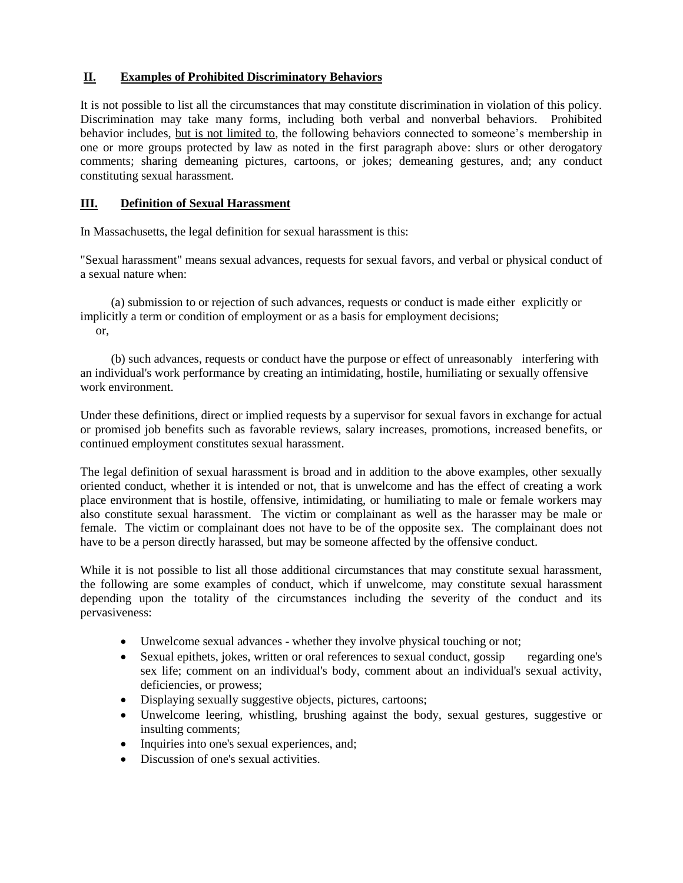## II. Examples of Prohibited Discriminatory Behaviors

It is not possible to list all the circumstances that may constitute discrimination in violation of this policy. Discrimination may take many forms, including both verbal and nonverbal behaviors. Prohibited behavior includes, but is not limited to, the following behaviors connected to someone's membership in one or more groups protected by law as noted in the first paragraph above: slurs or other derogatory comments; sharing demeaning pictures, cartoons, or jokes; demeaning gestures, and; any conduct constituting sexual harassment.

## III. Definition of Sexual Harassment

In Massachusetts, the legal definition for sexual harassment is this:

"Sexual harassment" means sexual advances, requests for sexual favors, and verbal or physical conduct of a sexual nature when:

(a) submission to or rejection of such advances, requests or conduct is made either explicitly or implicitly a term or condition of employment or as a basis for employment decisions;

or,

(b) such advances, requests or conduct have the purpose or effect of unreasonably interfering with an individual's work performance by creating an intimidating, hostile, humiliating or sexually offensive work environment.

Under these definitions, direct or implied requests by a supervisor for sexual favors in exchange for actual or promised job benefits such as favorable reviews, salary increases, promotions, increased benefits, or continued employment constitutes sexual harassment.

The legal definition of sexual harassment is broad and in addition to the above examples, other sexually oriented conduct, whether it is intended or not, that is unwelcome and has the effect of creating a work place environment that is hostile, offensive, intimidating, or humiliating to male or female workers may also constitute sexual harassment. The victim or complainant as well as the harasser may be male or female. The victim or complainant does not have to be of the opposite sex. The complainant does not have to be a person directly harassed, but may be someone affected by the offensive conduct.

While it is not possible to list all those additional circumstances that may constitute sexual harassment, the following are some examples of conduct, which if unwelcome, may constitute sexual harassment depending upon the totality of the circumstances including the severity of the conduct and its pervasiveness:

- Unwelcome sexual advances - whether they involve physical touching or not;
- Sexual epithets, jokes, written or oral references to sexual conduct, gossip regarding one's sex life; comment on an individual's body, comment about an individual's sexual activity, deficiencies, or prowess;
- Displaying sexually suggestive objects, pictures, cartoons;
- Unwelcome leering, whistling, brushing against the body, sexual gestures, suggestive or insulting comments;
- Inquiries into one's sexual experiences, and;
- Discussion of one's sexual activities.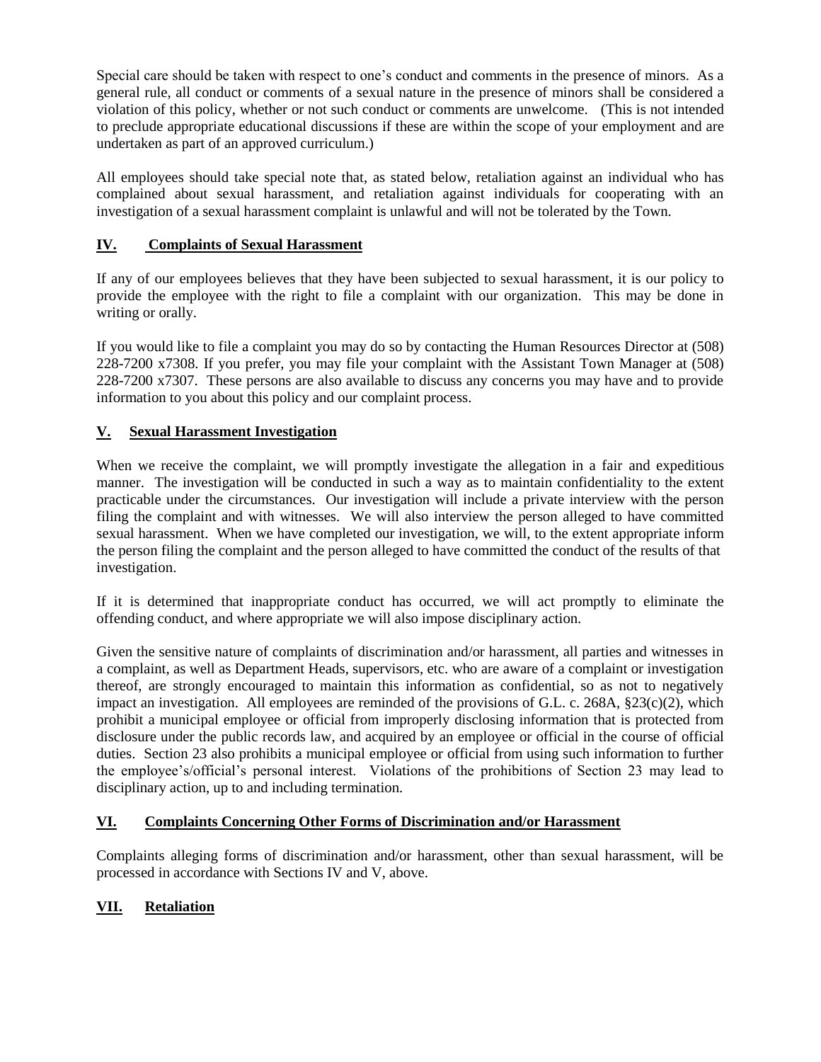Special care should be taken with respect to one's conduct and comments in the presence of minors. As a general rule, all conduct or comments of a sexual nature in the presence of minors shall be considered a violation of this policy, whether or not such conduct or comments are unwelcome. (This is not intended to preclude appropriate educational discussions if these are within the scope of your employment and are undertaken as part of an approved curriculum.)

All employees should take special note that, as stated below, retaliation against an individual who has complained about sexual harassment, and retaliation against individuals for cooperating with an investigation of a sexual harassment complaint is unlawful and will not be tolerated by the Town.

## IV. Complaints of Sexual Harassment

If any of our employees believes that they have been subjected to sexual harassment, it is our policy to provide the employee with the right to file a complaint with our organization. This may be done in writing or orally.

If you would like to file a complaint you may do so by contacting the Human Resources Director at (508) 228-7200 x7308. If you prefer, you may file your complaint with the Assistant Town Manager at (508) 228-7200 x7307. These persons are also available to discuss any concerns you may have and to provide information to you about this policy and our complaint process.

## V. Sexual Harassment Investigation

When we receive the complaint, we will promptly investigate the allegation in a fair and expeditious manner. The investigation will be conducted in such a way as to maintain confidentiality to the extent practicable under the circumstances. Our investigation will include a private interview with the person filing the complaint and with witnesses. We will also interview the person alleged to have committed sexual harassment. When we have completed our investigation, we will, to the extent appropriate inform the person filing the complaint and the person alleged to have committed the conduct of the results of that investigation.

If it is determined that inappropriate conduct has occurred, we will act promptly to eliminate the offending conduct, and where appropriate we will also impose disciplinary action.

Given the sensitive nature of complaints of discrimination and/or harassment, all parties and witnesses in a complaint, as well as Department Heads, supervisors, etc. who are aware of a complaint or investigation thereof, are strongly encouraged to maintain this information as confidential, so as not to negatively impact an investigation. All employees are reminded of the provisions of G.L. c. 268A, §23(c)(2), which prohibit a municipal employee or official from improperly disclosing information that is protected from disclosure under the public records law, and acquired by an employee or official in the course of official duties. Section 23 also prohibits a municipal employee or official from using such information to further the employee's/official's personal interest. Violations of the prohibitions of Section 23 may lead to disciplinary action, up to and including termination.

## VI. Complaints Concerning Other Forms of Discrimination and/or Harassment

Complaints alleging forms of discrimination and/or harassment, other than sexual harassment, will be processed in accordance with Sections IV and V, above.

## VII. Retaliation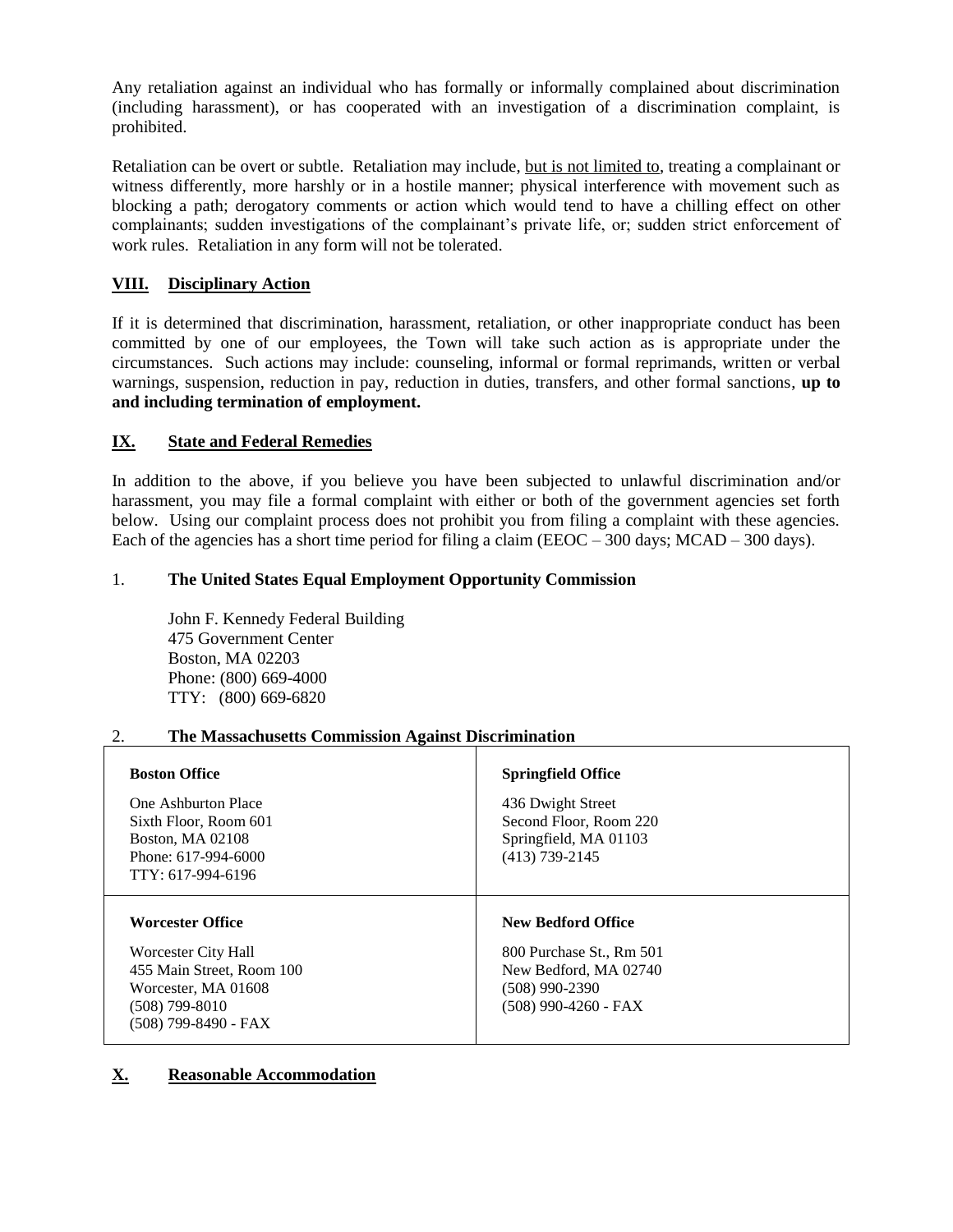Any retaliation against an individual who has formally or informally complained about discrimination (including harassment), or has cooperated with an investigation of a discrimination complaint, is prohibited.

Retaliation can be overt or subtle. Retaliation may include, <u>but is not limited to</u>, treating a complainant or witness differently, more harshly or in a hostile manner; physical interference with movement such as blocking a path; derogatory comments or action which would tend to have a chilling effect on other complainants; sudden investigations of the complainant's private life, or; sudden strict enforcement of work rules. Retaliation in any form will not be tolerated.

## VIII. Disciplinary Action

If it is determined that discrimination, harassment, retaliation, or other inappropriate conduct has been committed by one of our employees, the Town will take such action as is appropriate under the circumstances. Such actions may include: counseling, informal or formal reprimands, written or verbal warnings, suspension, reduction in pay, reduction in duties, transfers, and other formal sanctions, **up to and including termination of employment.**

## IX. State and Federal Remedies

In addition to the above, if you believe you have been subjected to unlawful discrimination and/or harassment, you may file a formal complaint with either or both of the government agencies set forth below. Using our complaint process does not prohibit you from filing a complaint with these agencies. Each of the agencies has a short time period for filing a claim (EEOC – 300 days; MCAD – 300 days).

1. **The United States Equal Employment Opportunity Commission**

   John F. Kennedy Federal Building
   475 Government Center
   Boston, MA 02203
   Phone: (800) 669-4000
   TTY: (800) 669-6820

2. **The Massachusetts Commission Against Discrimination**

| | |
|---|---|
| **Boston Office**<br>One Ashburton Place<br>Sixth Floor, Room 601<br>Boston, MA 02108<br>Phone: 617-994-6000<br>TTY: 617-994-6196 | **Springfield Office**<br>436 Dwight Street<br>Second Floor, Room 220<br>Springfield, MA 01103<br>(413) 739-2145 |
| **Worcester Office**<br>Worcester City Hall<br>455 Main Street, Room 100<br>Worcester, MA 01608<br>(508) 799-8010<br>(508) 799-8490 - FAX | **New Bedford Office**<br>800 Purchase St., Rm 501<br>New Bedford, MA 02740<br>(508) 990-2390<br>(508) 990-4260 - FAX |

## X. Reasonable Accommodation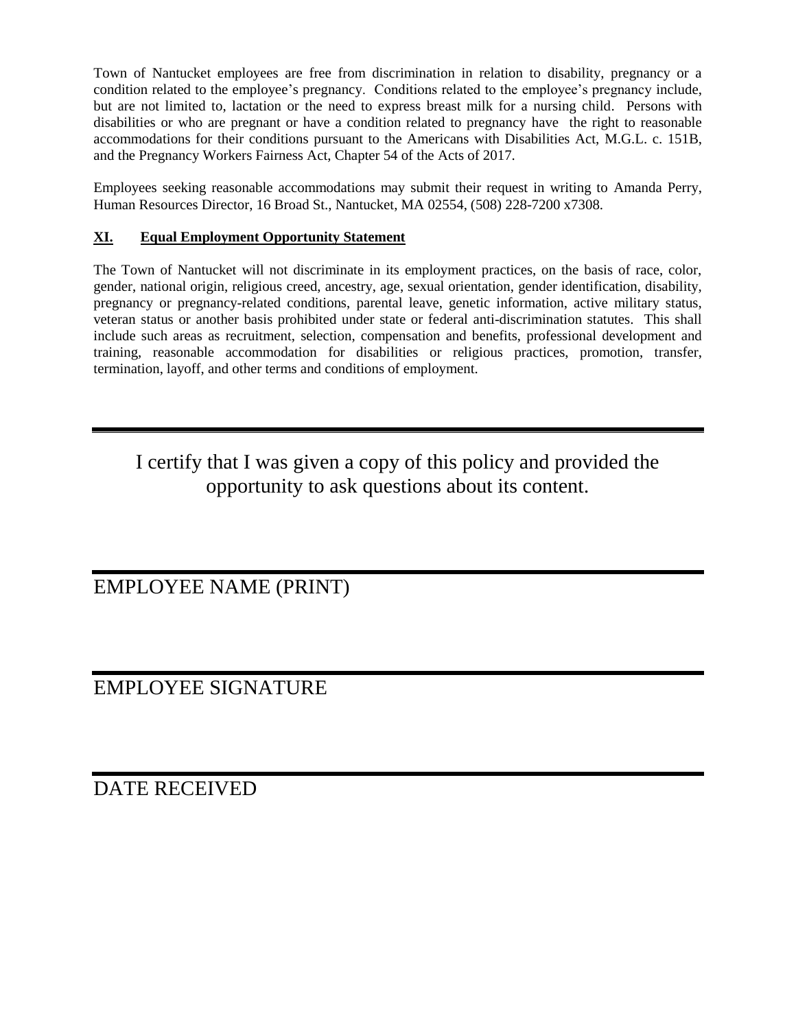Town of Nantucket employees are free from discrimination in relation to disability, pregnancy or a condition related to the employee's pregnancy. Conditions related to the employee's pregnancy include, but are not limited to, lactation or the need to express breast milk for a nursing child. Persons with disabilities or who are pregnant or have a condition related to pregnancy have the right to reasonable accommodations for their conditions pursuant to the Americans with Disabilities Act, M.G.L. c. 151B, and the Pregnancy Workers Fairness Act, Chapter 54 of the Acts of 2017.

Employees seeking reasonable accommodations may submit their request in writing to Amanda Perry, Human Resources Director, 16 Broad St., Nantucket, MA 02554, (508) 228-7200 x7308.

## XI. Equal Employment Opportunity Statement

The Town of Nantucket will not discriminate in its employment practices, on the basis of race, color, gender, national origin, religious creed, ancestry, age, sexual orientation, gender identification, disability, pregnancy or pregnancy-related conditions, parental leave, genetic information, active military status, veteran status or another basis prohibited under state or federal anti-discrimination statutes. This shall include such areas as recruitment, selection, compensation and benefits, professional development and training, reasonable accommodation for disabilities or religious practices, promotion, transfer, termination, layoff, and other terms and conditions of employment.

---

I certify that I was given a copy of this policy and provided the opportunity to ask questions about its content.

---

EMPLOYEE NAME (PRINT)

---

EMPLOYEE SIGNATURE

---

DATE RECEIVED